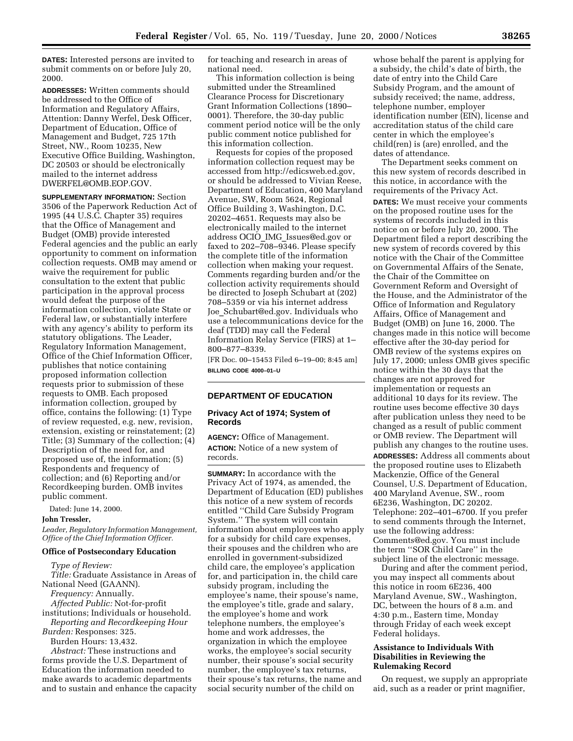**DATES:** Interested persons are invited to submit comments on or before July 20, 2000.

**ADDRESSES:** Written comments should be addressed to the Office of Information and Regulatory Affairs, Attention: Danny Werfel, Desk Officer, Department of Education, Office of Management and Budget, 725 17th Street, NW., Room 10235, New Executive Office Building, Washington, DC 20503 or should be electronically mailed to the internet address DWERFEL@OMB.EOP.GOV.

**SUPPLEMENTARY INFORMATION:** Section 3506 of the Paperwork Reduction Act of 1995 (44 U.S.C. Chapter 35) requires that the Office of Management and Budget (OMB) provide interested Federal agencies and the public an early opportunity to comment on information collection requests. OMB may amend or waive the requirement for public consultation to the extent that public participation in the approval process would defeat the purpose of the information collection, violate State or Federal law, or substantially interfere with any agency's ability to perform its statutory obligations. The Leader, Regulatory Information Management, Office of the Chief Information Officer, publishes that notice containing proposed information collection requests prior to submission of these requests to OMB. Each proposed information collection, grouped by office, contains the following: (1) Type of review requested, e.g. new, revision, extension, existing or reinstatement; (2) Title; (3) Summary of the collection; (4) Description of the need for, and proposed use of, the information; (5) Respondents and frequency of collection; and (6) Reporting and/or Recordkeeping burden. OMB invites public comment.

Dated: June 14, 2000.

**John Tressler,**

*Leader, Regulatory Information Management, Office of the Chief Information Officer.*

**Office of Postsecondary Education**

*Type of Review:*

*Title:* Graduate Assistance in Areas of National Need (GAANN).

*Frequency:* Annually.

*Affected Public:* Not-for-profit institutions; Individuals or household.

*Reporting and Recordkeeping Hour Burden:* Responses: 325.

Burden Hours: 13,432.

*Abstract:* These instructions and forms provide the U.S. Department of Education the information needed to make awards to academic departments and to sustain and enhance the capacity for teaching and research in areas of national need.

This information collection is being submitted under the Streamlined Clearance Process for Discretionary Grant Information Collections (1890–0001). Therefore, the 30-day public comment period notice will be the only public comment notice published for this information collection.

Requests for copies of the proposed information collection request may be accessed from http://edicsweb.ed.gov, or should be addressed to Vivian Reese, Department of Education, 400 Maryland Avenue, SW, Room 5624, Regional Office Building 3, Washington, D.C. 20202–4651. Requests may also be electronically mailed to the internet address OCIO_IMG_Issues@ed.gov or faxed to 202–708–9346. Please specify the complete title of the information collection when making your request. Comments regarding burden and/or the collection activity requirements should be directed to Joseph Schubart at (202) 708–5359 or via his internet address Joe_Schubart@ed.gov. Individuals who use a telecommunications device for the deaf (TDD) may call the Federal Information Relay Service (FIRS) at 1–800–877–8339.

[FR Doc. 00–15453 Filed 6–19–00; 8:45 am]

**BILLING CODE 4000–01–U**

## DEPARTMENT OF EDUCATION

### Privacy Act of 1974; System of Records

**AGENCY:** Office of Management.

**ACTION:** Notice of a new system of records.

**SUMMARY:** In accordance with the Privacy Act of 1974, as amended, the Department of Education (ED) publishes this notice of a new system of records entitled ''Child Care Subsidy Program System.'' The system will contain information about employees who apply for a subsidy for child care expenses, their spouses and the children who are enrolled in government-subsidized child care, the employee's application for, and participation in, the child care subsidy program, including the employee's name, their spouse's name, the employee's title, grade and salary, the employee's home and work telephone numbers, the employee's home and work addresses, the organization in which the employee works, the employee's social security number, their spouse's social security number, the employee's tax returns, their spouse's tax returns, the name and social security number of the child on whose behalf the parent is applying for a subsidy, the child's date of birth, the date of entry into the Child Care Subsidy Program, and the amount of subsidy received; the name, address, telephone number, employer identification number (EIN), license and accreditation status of the child care center in which the employee's child(ren) is (are) enrolled, and the dates of attendance.

The Department seeks comment on this new system of records described in this notice, in accordance with the requirements of the Privacy Act.

**DATES:** We must receive your comments on the proposed routine uses for the systems of records included in this notice on or before July 20, 2000. The Department filed a report describing the new system of records covered by this notice with the Chair of the Committee on Governmental Affairs of the Senate, the Chair of the Committee on Government Reform and Oversight of the House, and the Administrator of the Office of Information and Regulatory Affairs, Office of Management and Budget (OMB) on June 16, 2000. The changes made in this notice will become effective after the 30-day period for OMB review of the systems expires on July 17, 2000; unless OMB gives specific notice within the 30 days that the changes are not approved for implementation or requests an additional 10 days for its review. The routine uses become effective 30 days after publication unless they need to be changed as a result of public comment or OMB review. The Department will publish any changes to the routine uses.

**ADDRESSES:** Address all comments about the proposed routine uses to Elizabeth Mackenzie, Office of the General Counsel, U.S. Department of Education, 400 Maryland Avenue, SW., room 6E236, Washington, DC 20202. Telephone: 202–401–6700. If you prefer to send comments through the Internet, use the following address: Comments@ed.gov. You must include the term ''SOR Child Care'' in the subject line of the electronic message.

During and after the comment period, you may inspect all comments about this notice in room 6E236, 400 Maryland Avenue, SW., Washington, DC, between the hours of 8 a.m. and 4:30 p.m., Eastern time, Monday through Friday of each week except Federal holidays.

#### Assistance to Individuals With Disabilities in Reviewing the Rulemaking Record

On request, we supply an appropriate aid, such as a reader or print magnifier,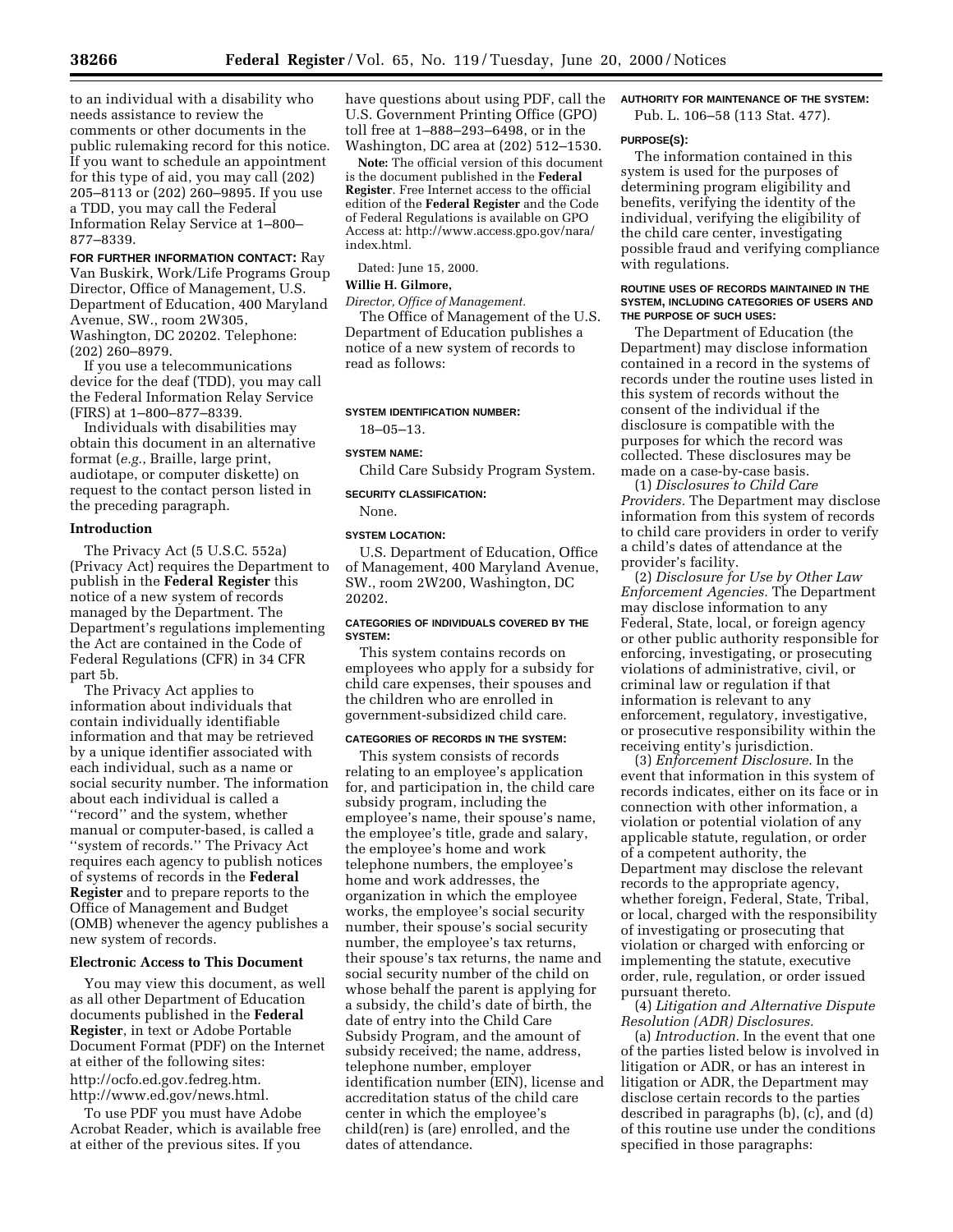to an individual with a disability who needs assistance to review the comments or other documents in the public rulemaking record for this notice. If you want to schedule an appointment for this type of aid, you may call (202) 205–8113 or (202) 260–9895. If you use a TDD, you may call the Federal Information Relay Service at 1–800–877–8339.

**FOR FURTHER INFORMATION CONTACT:** Ray Van Buskirk, Work/Life Programs Group Director, Office of Management, U.S. Department of Education, 400 Maryland Avenue, SW., room 2W305, Washington, DC 20202. Telephone: (202) 260–8979.

If you use a telecommunications device for the deaf (TDD), you may call the Federal Information Relay Service (FIRS) at 1–800–877–8339.

Individuals with disabilities may obtain this document in an alternative format (*e.g.*, Braille, large print, audiotape, or computer diskette) on request to the contact person listed in the preceding paragraph.

## Introduction

The Privacy Act (5 U.S.C. 552a) (Privacy Act) requires the Department to publish in the **Federal Register** this notice of a new system of records managed by the Department. The Department's regulations implementing the Act are contained in the Code of Federal Regulations (CFR) in 34 CFR part 5b.

The Privacy Act applies to information about individuals that contain individually identifiable information and that may be retrieved by a unique identifier associated with each individual, such as a name or social security number. The information about each individual is called a ''record'' and the system, whether manual or computer-based, is called a ''system of records.'' The Privacy Act requires each agency to publish notices of systems of records in the **Federal Register** and to prepare reports to the Office of Management and Budget (OMB) whenever the agency publishes a new system of records.

## Electronic Access to This Document

You may view this document, as well as all other Department of Education documents published in the **Federal Register**, in text or Adobe Portable Document Format (PDF) on the Internet at either of the following sites:
http://ocfo.ed.gov.fedreg.htm.
http://www.ed.gov/news.html.

To use PDF you must have Adobe Acrobat Reader, which is available free at either of the previous sites. If you have questions about using PDF, call the U.S. Government Printing Office (GPO) toll free at 1–888–293–6498, or in the Washington, DC area at (202) 512–1530.

**Note:** The official version of this document is the document published in the **Federal Register**. Free Internet access to the official edition of the **Federal Register** and the Code of Federal Regulations is available on GPO Access at: http://www.access.gpo.gov/nara/index.html.

Dated: June 15, 2000.

**Willie H. Gilmore,**

*Director, Office of Management.*

The Office of Management of the U.S. Department of Education publishes a notice of a new system of records to read as follows:

**SYSTEM IDENTIFICATION NUMBER:**

18–05–13.

**SYSTEM NAME:**

Child Care Subsidy Program System.

**SECURITY CLASSIFICATION:**

None.

**SYSTEM LOCATION:**

U.S. Department of Education, Office of Management, 400 Maryland Avenue, SW., room 2W200, Washington, DC 20202.

**CATEGORIES OF INDIVIDUALS COVERED BY THE SYSTEM:**

This system contains records on employees who apply for a subsidy for child care expenses, their spouses and the children who are enrolled in government-subsidized child care.

**CATEGORIES OF RECORDS IN THE SYSTEM:**

This system consists of records relating to an employee's application for, and participation in, the child care subsidy program, including the employee's name, their spouse's name, the employee's title, grade and salary, the employee's home and work telephone numbers, the employee's home and work addresses, the organization in which the employee works, the employee's social security number, their spouse's social security number, the employee's tax returns, their spouse's tax returns, the name and social security number of the child on whose behalf the parent is applying for a subsidy, the child's date of birth, the date of entry into the Child Care Subsidy Program, and the amount of subsidy received; the name, address, telephone number, employer identification number (EIN), license and accreditation status of the child care center in which the employee's child(ren) is (are) enrolled, and the dates of attendance.

**AUTHORITY FOR MAINTENANCE OF THE SYSTEM:**

Pub. L. 106–58 (113 Stat. 477).

**PURPOSE(S):**

The information contained in this system is used for the purposes of determining program eligibility and benefits, verifying the identity of the individual, verifying the eligibility of the child care center, investigating possible fraud and verifying compliance with regulations.

**ROUTINE USES OF RECORDS MAINTAINED IN THE SYSTEM, INCLUDING CATEGORIES OF USERS AND THE PURPOSE OF SUCH USES:**

The Department of Education (the Department) may disclose information contained in a record in the systems of records under the routine uses listed in this system of records without the consent of the individual if the disclosure is compatible with the purposes for which the record was collected. These disclosures may be made on a case-by-case basis.

(1) *Disclosures to Child Care Providers.* The Department may disclose information from this system of records to child care providers in order to verify a child's dates of attendance at the provider's facility.

(2) *Disclosure for Use by Other Law Enforcement Agencies.* The Department may disclose information to any Federal, State, local, or foreign agency or other public authority responsible for enforcing, investigating, or prosecuting violations of administrative, civil, or criminal law or regulation if that information is relevant to any enforcement, regulatory, investigative, or prosecutive responsibility within the receiving entity's jurisdiction.

(3) *Enforcement Disclosure.* In the event that information in this system of records indicates, either on its face or in connection with other information, a violation or potential violation of any applicable statute, regulation, or order of a competent authority, the Department may disclose the relevant records to the appropriate agency, whether foreign, Federal, State, Tribal, or local, charged with the responsibility of investigating or prosecuting that violation or charged with enforcing or implementing the statute, executive order, rule, regulation, or order issued pursuant thereto.

(4) *Litigation and Alternative Dispute Resolution (ADR) Disclosures.*

(a) *Introduction.* In the event that one of the parties listed below is involved in litigation or ADR, or has an interest in litigation or ADR, the Department may disclose certain records to the parties described in paragraphs (b), (c), and (d) of this routine use under the conditions specified in those paragraphs: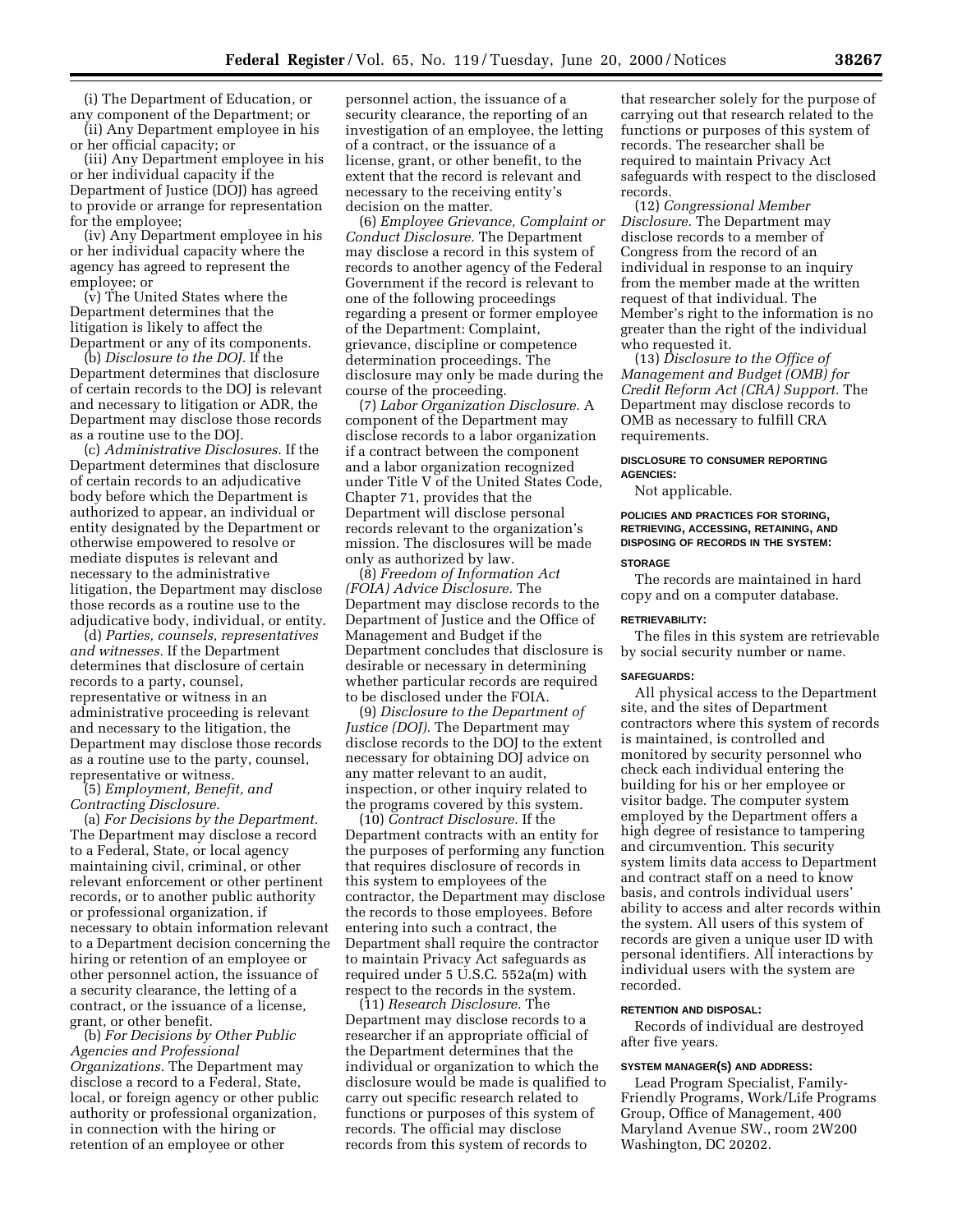(i) The Department of Education, or any component of the Department; or

(ii) Any Department employee in his or her official capacity; or

(iii) Any Department employee in his or her individual capacity if the Department of Justice (DOJ) has agreed to provide or arrange for representation for the employee;

(iv) Any Department employee in his or her individual capacity where the agency has agreed to represent the employee; or

(v) The United States where the Department determines that the litigation is likely to affect the Department or any of its components.

(b) *Disclosure to the DOJ.* If the Department determines that disclosure of certain records to the DOJ is relevant and necessary to litigation or ADR, the Department may disclose those records as a routine use to the DOJ.

(c) *Administrative Disclosures.* If the Department determines that disclosure of certain records to an adjudicative body before which the Department is authorized to appear, an individual or entity designated by the Department or otherwise empowered to resolve or mediate disputes is relevant and necessary to the administrative litigation, the Department may disclose those records as a routine use to the adjudicative body, individual, or entity.

(d) *Parties, counsels, representatives and witnesses.* If the Department determines that disclosure of certain records to a party, counsel, representative or witness in an administrative proceeding is relevant and necessary to the litigation, the Department may disclose those records as a routine use to the party, counsel, representative or witness.

(5) *Employment, Benefit, and Contracting Disclosure.*

(a) *For Decisions by the Department.* The Department may disclose a record to a Federal, State, or local agency maintaining civil, criminal, or other relevant enforcement or other pertinent records, or to another public authority or professional organization, if necessary to obtain information relevant to a Department decision concerning the hiring or retention of an employee or other personnel action, the issuance of a security clearance, the letting of a contract, or the issuance of a license, grant, or other benefit.

(b) *For Decisions by Other Public Agencies and Professional Organizations.* The Department may disclose a record to a Federal, State, local, or foreign agency or other public authority or professional organization, in connection with the hiring or retention of an employee or other personnel action, the issuance of a security clearance, the reporting of an investigation of an employee, the letting of a contract, or the issuance of a license, grant, or other benefit, to the extent that the record is relevant and necessary to the receiving entity's decision on the matter.

(6) *Employee Grievance, Complaint or Conduct Disclosure.* The Department may disclose a record in this system of records to another agency of the Federal Government if the record is relevant to one of the following proceedings regarding a present or former employee of the Department: Complaint, grievance, discipline or competence determination proceedings. The disclosure may only be made during the course of the proceeding.

(7) *Labor Organization Disclosure.* A component of the Department may disclose records to a labor organization if a contract between the component and a labor organization recognized under Title V of the United States Code, Chapter 71, provides that the Department will disclose personal records relevant to the organization's mission. The disclosures will be made only as authorized by law.

(8) *Freedom of Information Act (FOIA) Advice Disclosure.* The Department may disclose records to the Department of Justice and the Office of Management and Budget if the Department concludes that disclosure is desirable or necessary in determining whether particular records are required to be disclosed under the FOIA.

(9) *Disclosure to the Department of Justice (DOJ).* The Department may disclose records to the DOJ to the extent necessary for obtaining DOJ advice on any matter relevant to an audit, inspection, or other inquiry related to the programs covered by this system.

(10) *Contract Disclosure.* If the Department contracts with an entity for the purposes of performing any function that requires disclosure of records in this system to employees of the contractor, the Department may disclose the records to those employees. Before entering into such a contract, the Department shall require the contractor to maintain Privacy Act safeguards as required under 5 U.S.C. 552a(m) with respect to the records in the system.

(11) *Research Disclosure.* The Department may disclose records to a researcher if an appropriate official of the Department determines that the individual or organization to which the disclosure would be made is qualified to carry out specific research related to functions or purposes of this system of records. The official may disclose records from this system of records to that researcher solely for the purpose of carrying out that research related to the functions or purposes of this system of records. The researcher shall be required to maintain Privacy Act safeguards with respect to the disclosed records.

(12) *Congressional Member Disclosure.* The Department may disclose records to a member of Congress from the record of an individual in response to an inquiry from the member made at the written request of that individual. The Member's right to the information is no greater than the right of the individual who requested it.

(13) *Disclosure to the Office of Management and Budget (OMB) for Credit Reform Act (CRA) Support.* The Department may disclose records to OMB as necessary to fulfill CRA requirements.

#### DISCLOSURE TO CONSUMER REPORTING AGENCIES:

Not applicable.

#### POLICIES AND PRACTICES FOR STORING, RETRIEVING, ACCESSING, RETAINING, AND DISPOSING OF RECORDS IN THE SYSTEM:

#### STORAGE

The records are maintained in hard copy and on a computer database.

#### RETRIEVABILITY:

The files in this system are retrievable by social security number or name.

#### SAFEGUARDS:

All physical access to the Department site, and the sites of Department contractors where this system of records is maintained, is controlled and monitored by security personnel who check each individual entering the building for his or her employee or visitor badge. The computer system employed by the Department offers a high degree of resistance to tampering and circumvention. This security system limits data access to Department and contract staff on a need to know basis, and controls individual users' ability to access and alter records within the system. All users of this system of records are given a unique user ID with personal identifiers. All interactions by individual users with the system are recorded.

#### RETENTION AND DISPOSAL:

Records of individual are destroyed after five years.

#### SYSTEM MANAGER(S) AND ADDRESS:

Lead Program Specialist, Family-Friendly Programs, Work/Life Programs Group, Office of Management, 400 Maryland Avenue SW., room 2W200 Washington, DC 20202.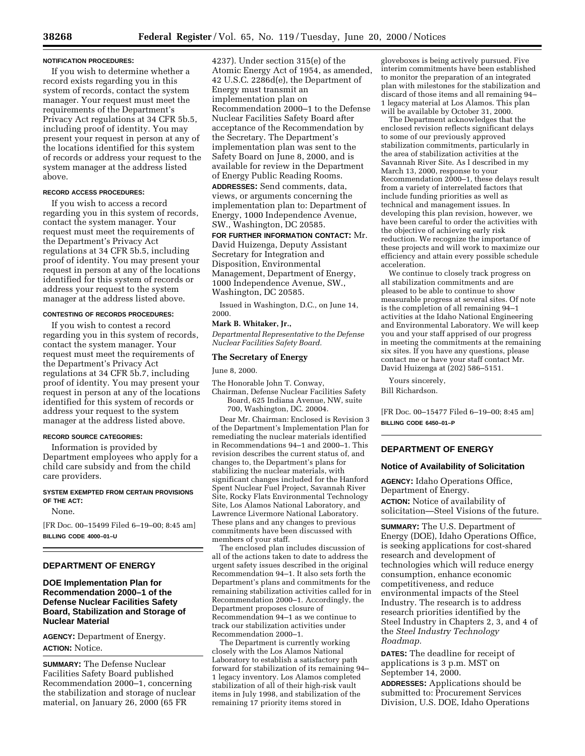**NOTIFICATION PROCEDURES:**

If you wish to determine whether a record exists regarding you in this system of records, contact the system manager. Your request must meet the requirements of the Department's Privacy Act regulations at 34 CFR 5b.5, including proof of identity. You may present your request in person at any of the locations identified for this system of records or address your request to the system manager at the address listed above.

**RECORD ACCESS PROCEDURES:**

If you wish to access a record regarding you in this system of records, contact the system manager. Your request must meet the requirements of the Department's Privacy Act regulations at 34 CFR 5b.5, including proof of identity. You may present your request in person at any of the locations identified for this system of records or address your request to the system manager at the address listed above.

**CONTESTING OF RECORDS PROCEDURES:**

If you wish to contest a record regarding you in this system of records, contact the system manager. Your request must meet the requirements of the Department's Privacy Act regulations at 34 CFR 5b.7, including proof of identity. You may present your request in person at any of the locations identified for this system of records or address your request to the system manager at the address listed above.

**RECORD SOURCE CATEGORIES:**

Information is provided by Department employees who apply for a child care subsidy and from the child care providers.

**SYSTEM EXEMPTED FROM CERTAIN PROVISIONS OF THE ACT:**

None.

[FR Doc. 00–15499 Filed 6–19–00; 8:45 am]

**BILLING CODE 4000–01–U**

## DEPARTMENT OF ENERGY

### DOE Implementation Plan for Recommendation 2000–1 of the Defense Nuclear Facilities Safety Board, Stabilization and Storage of Nuclear Material

**AGENCY:** Department of Energy.

**ACTION:** Notice.

**SUMMARY:** The Defense Nuclear Facilities Safety Board published Recommendation 2000–1, concerning the stabilization and storage of nuclear material, on January 26, 2000 (65 FR 4237). Under section 315(e) of the Atomic Energy Act of 1954, as amended, 42 U.S.C. 2286d(e), the Department of Energy must transmit an implementation plan on Recommendation 2000–1 to the Defense Nuclear Facilities Safety Board after acceptance of the Recommendation by the Secretary. The Department's implementation plan was sent to the Safety Board on June 8, 2000, and is available for review in the Department of Energy Public Reading Rooms.

**ADDRESSES:** Send comments, data, views, or arguments concerning the implementation plan to: Department of Energy, 1000 Independence Avenue, SW., Washington, DC 20585.

**FOR FURTHER INFORMATION CONTACT:** Mr. David Huizenga, Deputy Assistant Secretary for Integration and Disposition, Environmental Management, Department of Energy, 1000 Independence Avenue, SW., Washington, DC 20585.

Issued in Washington, D.C., on June 14, 2000.

**Mark B. Whitaker, Jr.,**

*Departmental Representative to the Defense Nuclear Facilities Safety Board.*

**The Secretary of Energy**

June 8, 2000.

The Honorable John T. Conway,
Chairman, Defense Nuclear Facilities Safety Board, 625 Indiana Avenue, NW, suite 700, Washington, DC. 20004.

Dear Mr. Chairman: Enclosed is Revision 3 of the Department's Implementation Plan for remediating the nuclear materials identified in Recommendations 94–1 and 2000–1. This revision describes the current status of, and changes to, the Department's plans for stabilizing the nuclear materials, with significant changes included for the Hanford Spent Nuclear Fuel Project, Savannah River Site, Rocky Flats Environmental Technology Site, Los Alamos National Laboratory, and Lawrence Livermore National Laboratory. These plans and any changes to previous commitments have been discussed with members of your staff.

The enclosed plan includes discussion of all of the actions taken to date to address the urgent safety issues described in the original Recommendation 94–1. It also sets forth the Department's plans and commitments for the remaining stabilization activities called for in Recommendation 2000–1. Accordingly, the Department proposes closure of Recommendation 94–1 as we continue to track our stabilization activities under Recommendation 2000–1.

The Department is currently working closely with the Los Alamos National Laboratory to establish a satisfactory path forward for stabilization of its remaining 94–1 legacy inventory. Los Alamos completed stabilization of all of their high-risk vault items in July 1998, and stabilization of the remaining 17 priority items stored in gloveboxes is being actively pursued. Five interim commitments have been established to monitor the preparation of an integrated plan with milestones for the stabilization and discard of those items and all remaining 94–1 legacy material at Los Alamos. This plan will be available by October 31, 2000.

The Department acknowledges that the enclosed revision reflects significant delays to some of our previously approved stabilization commitments, particularly in the area of stabilization activities at the Savannah River Site. As I described in my March 13, 2000, response to your Recommendation 2000–1, these delays result from a variety of interrelated factors that include funding priorities as well as technical and management issues. In developing this plan revision, however, we have been careful to order the activities with the objective of achieving early risk reduction. We recognize the importance of these projects and will work to maximize our efficiency and attain every possible schedule acceleration.

We continue to closely track progress on all stabilization commitments and are pleased to be able to continue to show measurable progress at several sites. Of note is the completion of all remaining 94–1 activities at the Idaho National Engineering and Environmental Laboratory. We will keep you and your staff apprised of our progress in meeting the commitments at the remaining six sites. If you have any questions, please contact me or have your staff contact Mr. David Huizenga at (202) 586–5151.

Yours sincerely,

Bill Richardson.

[FR Doc. 00–15477 Filed 6–19–00; 8:45 am]

**BILLING CODE 6450–01–P**

## DEPARTMENT OF ENERGY

### Notice of Availability of Solicitation

**AGENCY:** Idaho Operations Office, Department of Energy.

**ACTION:** Notice of availability of solicitation—Steel Visions of the future.

**SUMMARY:** The U.S. Department of Energy (DOE), Idaho Operations Office, is seeking applications for cost-shared research and development of technologies which will reduce energy consumption, enhance economic competitiveness, and reduce environmental impacts of the Steel Industry. The research is to address research priorities identified by the Steel Industry in Chapters 2, 3, and 4 of the *Steel Industry Technology Roadmap.*

**DATES:** The deadline for receipt of applications is 3 p.m. MST on September 14, 2000.

**ADDRESSES:** Applications should be submitted to: Procurement Services Division, U.S. DOE, Idaho Operations